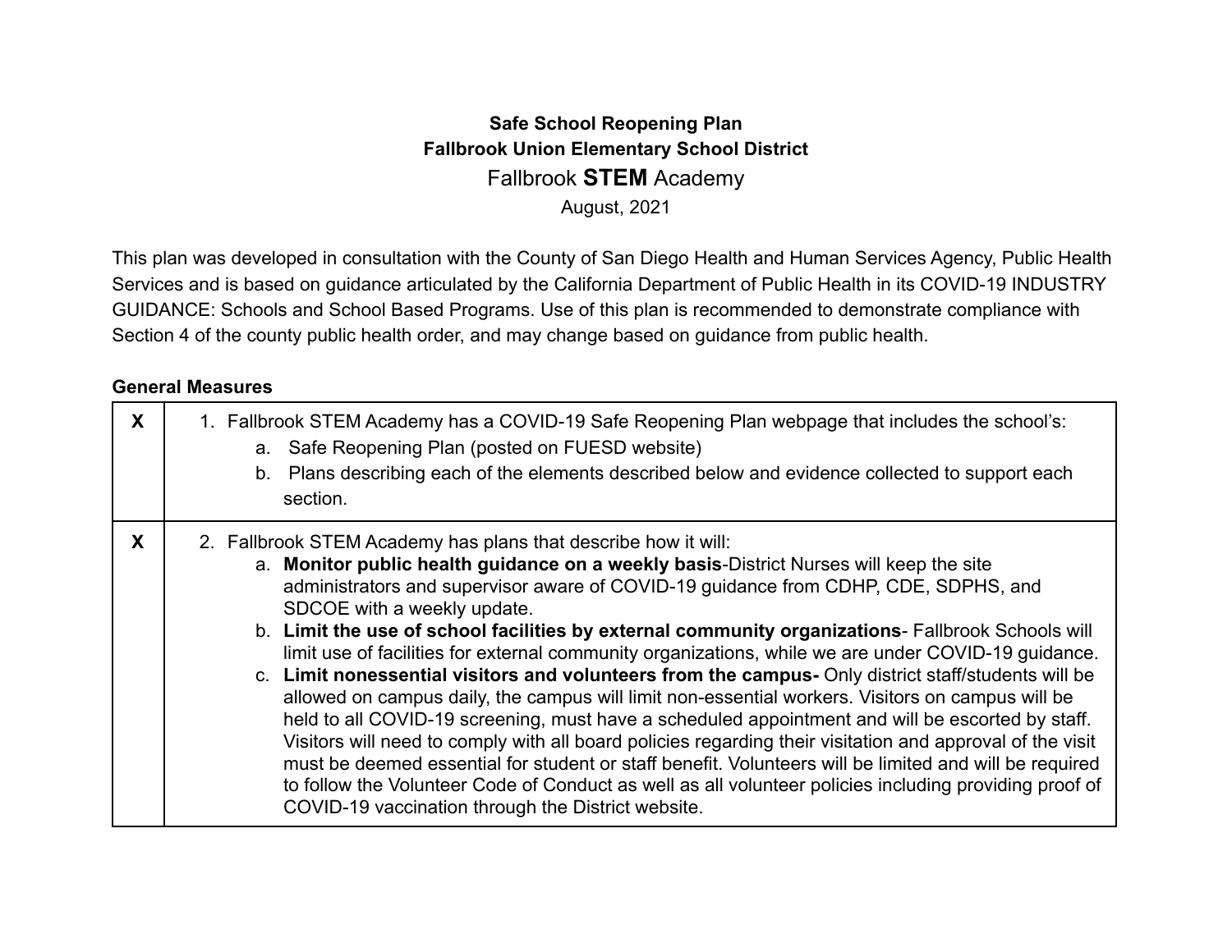**Safe School Reopening Plan**
**Fallbrook Union Elementary School District**
Fallbrook **STEM** Academy
August, 2021

This plan was developed in consultation with the County of San Diego Health and Human Services Agency, Public Health Services and is based on guidance articulated by the California Department of Public Health in its COVID-19 INDUSTRY GUIDANCE: Schools and School Based Programs. Use of this plan is recommended to demonstrate compliance with Section 4 of the county public health order, and may change based on guidance from public health.

**General Measures**

| | |
|---|---|
| **X** | 1. Fallbrook STEM Academy has a COVID-19 Safe Reopening Plan webpage that includes the school's:<br>a. Safe Reopening Plan (posted on FUESD website)<br>b. Plans describing each of the elements described below and evidence collected to support each section. |
| **X** | 2. Fallbrook STEM Academy has plans that describe how it will:<br>a. **Monitor public health guidance on a weekly basis**-District Nurses will keep the site administrators and supervisor aware of COVID-19 guidance from CDHP, CDE, SDPHS, and SDCOE with a weekly update.<br>b. **Limit the use of school facilities by external community organizations**- Fallbrook Schools will limit use of facilities for external community organizations, while we are under COVID-19 guidance.<br>c. **Limit nonessential visitors and volunteers from the campus-** Only district staff/students will be allowed on campus daily, the campus will limit non-essential workers. Visitors on campus will be held to all COVID-19 screening, must have a scheduled appointment and will be escorted by staff. Visitors will need to comply with all board policies regarding their visitation and approval of the visit must be deemed essential for student or staff benefit. Volunteers will be limited and will be required to follow the Volunteer Code of Conduct as well as all volunteer policies including providing proof of COVID-19 vaccination through the District website. |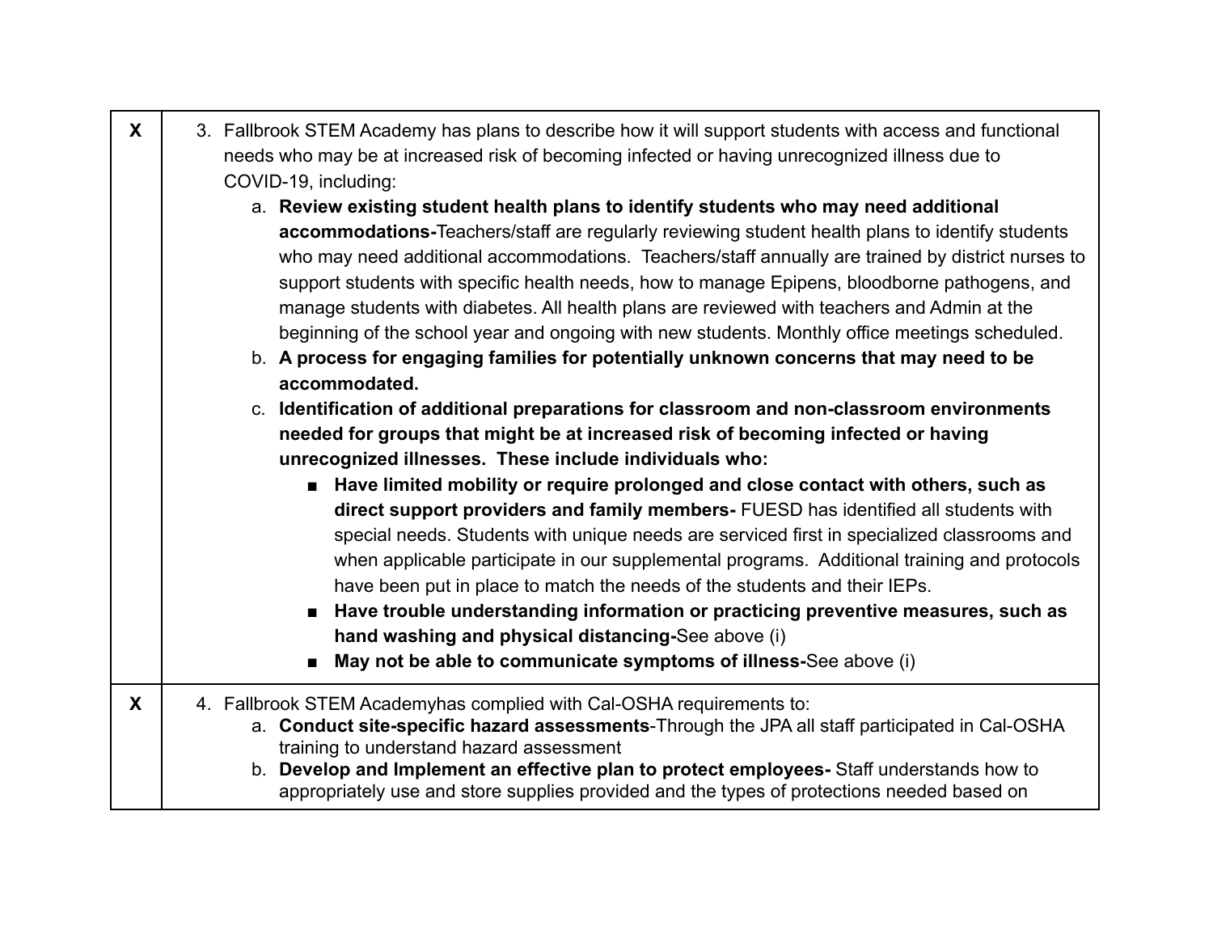| | |
|---|---|
| **X** | 3. Fallbrook STEM Academy has plans to describe how it will support students with access and functional needs who may be at increased risk of becoming infected or having unrecognized illness due to COVID-19, including:<br>a. **Review existing student health plans to identify students who may need additional accommodations-**Teachers/staff are regularly reviewing student health plans to identify students who may need additional accommodations. Teachers/staff annually are trained by district nurses to support students with specific health needs, how to manage Epipens, bloodborne pathogens, and manage students with diabetes. All health plans are reviewed with teachers and Admin at the beginning of the school year and ongoing with new students. Monthly office meetings scheduled.<br>b. **A process for engaging families for potentially unknown concerns that may need to be accommodated.**<br>c. **Identification of additional preparations for classroom and non-classroom environments needed for groups that might be at increased risk of becoming infected or having unrecognized illnesses. These include individuals who:**<br>■ **Have limited mobility or require prolonged and close contact with others, such as direct support providers and family members-** FUESD has identified all students with special needs. Students with unique needs are serviced first in specialized classrooms and when applicable participate in our supplemental programs. Additional training and protocols have been put in place to match the needs of the students and their IEPs.<br>■ **Have trouble understanding information or practicing preventive measures, such as hand washing and physical distancing-**See above (i)<br>■ **May not be able to communicate symptoms of illness-**See above (i) |
| **X** | 4. Fallbrook STEM Academyhas complied with Cal-OSHA requirements to:<br>a. **Conduct site-specific hazard assessments**-Through the JPA all staff participated in Cal-OSHA training to understand hazard assessment<br>b. **Develop and Implement an effective plan to protect employees-** Staff understands how to appropriately use and store supplies provided and the types of protections needed based on |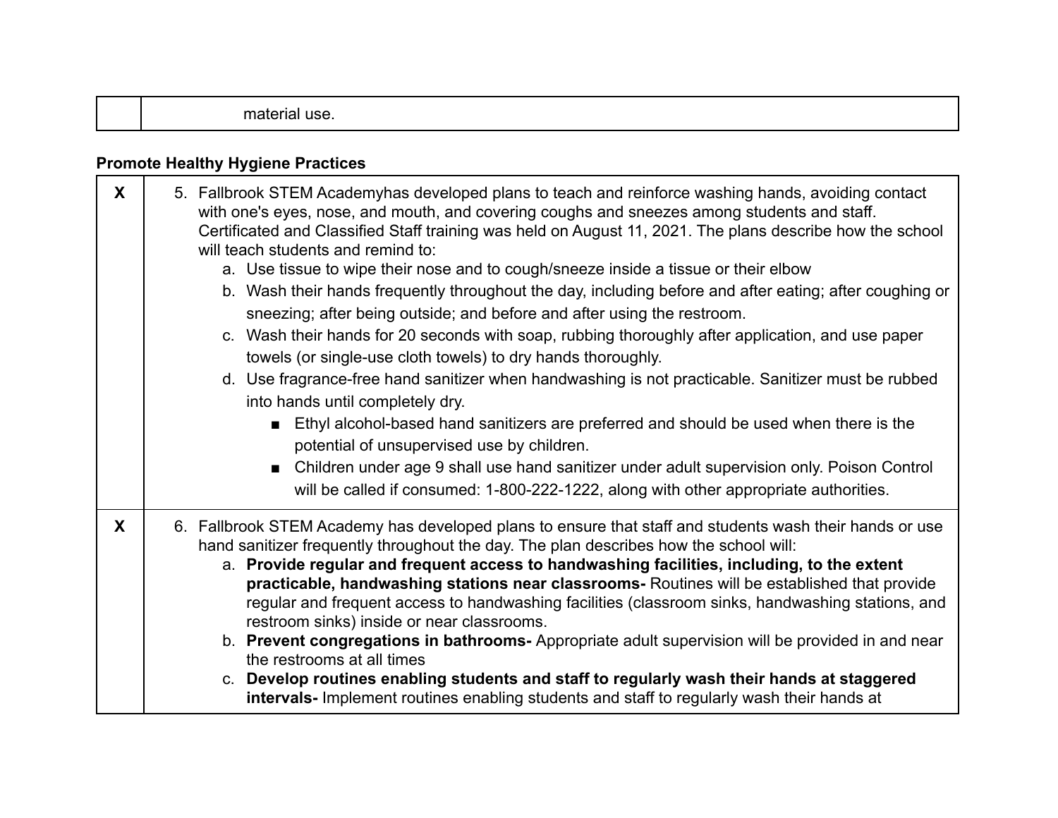| | |
|---|---|
| | material use. |

**Promote Healthy Hygiene Practices**

| | |
|---|---|
| **X** | 5. Fallbrook STEM Academyhas developed plans to teach and reinforce washing hands, avoiding contact with one's eyes, nose, and mouth, and covering coughs and sneezes among students and staff. Certificated and Classified Staff training was held on August 11, 2021. The plans describe how the school will teach students and remind to:<br>a. Use tissue to wipe their nose and to cough/sneeze inside a tissue or their elbow<br>b. Wash their hands frequently throughout the day, including before and after eating; after coughing or sneezing; after being outside; and before and after using the restroom.<br>c. Wash their hands for 20 seconds with soap, rubbing thoroughly after application, and use paper towels (or single-use cloth towels) to dry hands thoroughly.<br>d. Use fragrance-free hand sanitizer when handwashing is not practicable. Sanitizer must be rubbed into hands until completely dry.<br>■ Ethyl alcohol-based hand sanitizers are preferred and should be used when there is the potential of unsupervised use by children.<br>■ Children under age 9 shall use hand sanitizer under adult supervision only. Poison Control will be called if consumed: 1-800-222-1222, along with other appropriate authorities. |
| **X** | 6. Fallbrook STEM Academy has developed plans to ensure that staff and students wash their hands or use hand sanitizer frequently throughout the day. The plan describes how the school will:<br>a. **Provide regular and frequent access to handwashing facilities, including, to the extent practicable, handwashing stations near classrooms-** Routines will be established that provide regular and frequent access to handwashing facilities (classroom sinks, handwashing stations, and restroom sinks) inside or near classrooms.<br>b. **Prevent congregations in bathrooms-** Appropriate adult supervision will be provided in and near the restrooms at all times<br>c. **Develop routines enabling students and staff to regularly wash their hands at staggered intervals-** Implement routines enabling students and staff to regularly wash their hands at |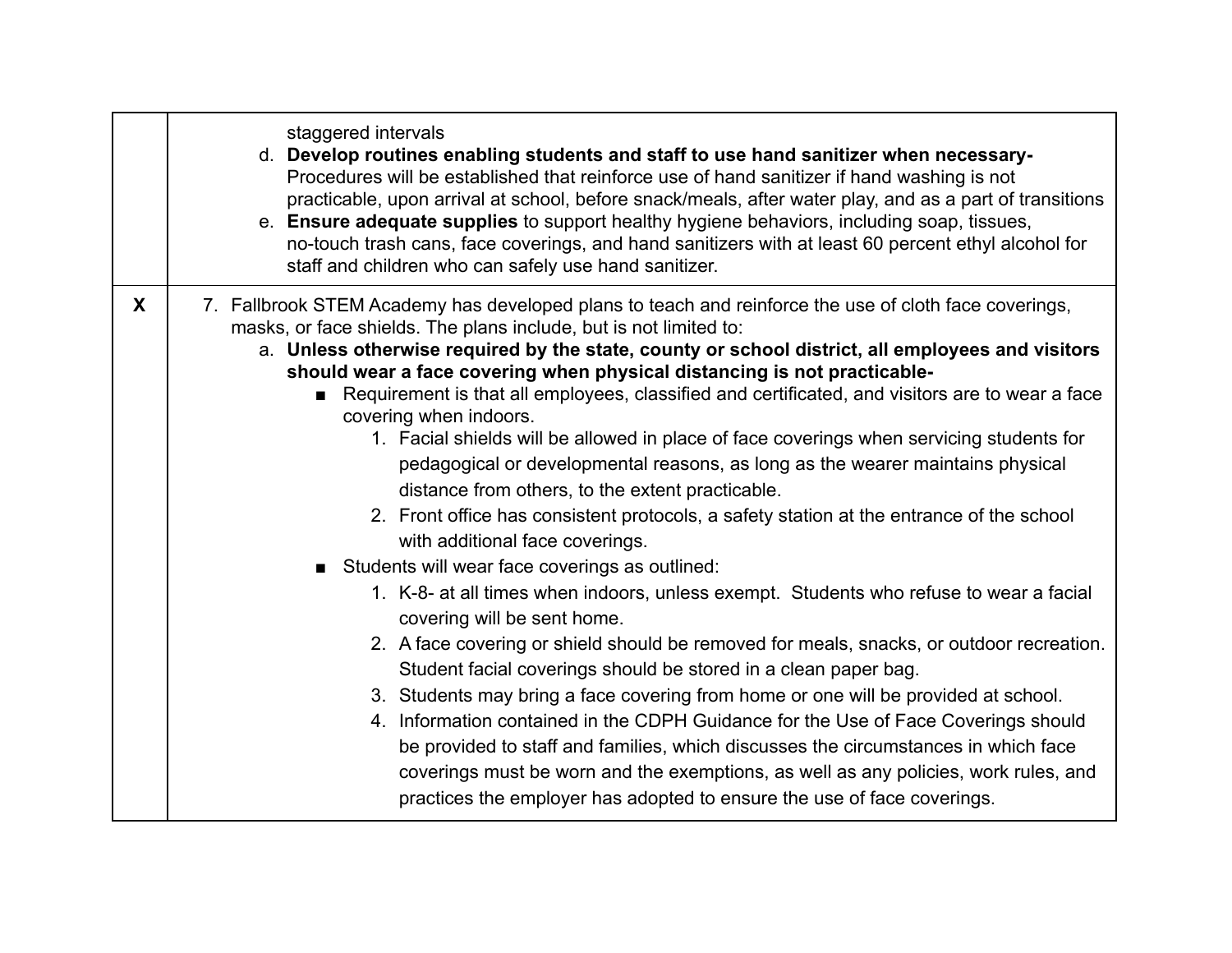| | |
|---|---|
| | staggered intervals<br>d. **Develop routines enabling students and staff to use hand sanitizer when necessary-** Procedures will be established that reinforce use of hand sanitizer if hand washing is not practicable, upon arrival at school, before snack/meals, after water play, and as a part of transitions<br>e. **Ensure adequate supplies** to support healthy hygiene behaviors, including soap, tissues, no-touch trash cans, face coverings, and hand sanitizers with at least 60 percent ethyl alcohol for staff and children who can safely use hand sanitizer. |
| **X** | 7. Fallbrook STEM Academy has developed plans to teach and reinforce the use of cloth face coverings, masks, or face shields. The plans include, but is not limited to:<br>a. **Unless otherwise required by the state, county or school district, all employees and visitors should wear a face covering when physical distancing is not practicable-**<br>■ Requirement is that all employees, classified and certificated, and visitors are to wear a face covering when indoors.<br>1. Facial shields will be allowed in place of face coverings when servicing students for pedagogical or developmental reasons, as long as the wearer maintains physical distance from others, to the extent practicable.<br>2. Front office has consistent protocols, a safety station at the entrance of the school with additional face coverings.<br>■ Students will wear face coverings as outlined:<br>1. K-8- at all times when indoors, unless exempt. Students who refuse to wear a facial covering will be sent home.<br>2. A face covering or shield should be removed for meals, snacks, or outdoor recreation. Student facial coverings should be stored in a clean paper bag.<br>3. Students may bring a face covering from home or one will be provided at school.<br>4. Information contained in the CDPH Guidance for the Use of Face Coverings should be provided to staff and families, which discusses the circumstances in which face coverings must be worn and the exemptions, as well as any policies, work rules, and practices the employer has adopted to ensure the use of face coverings. |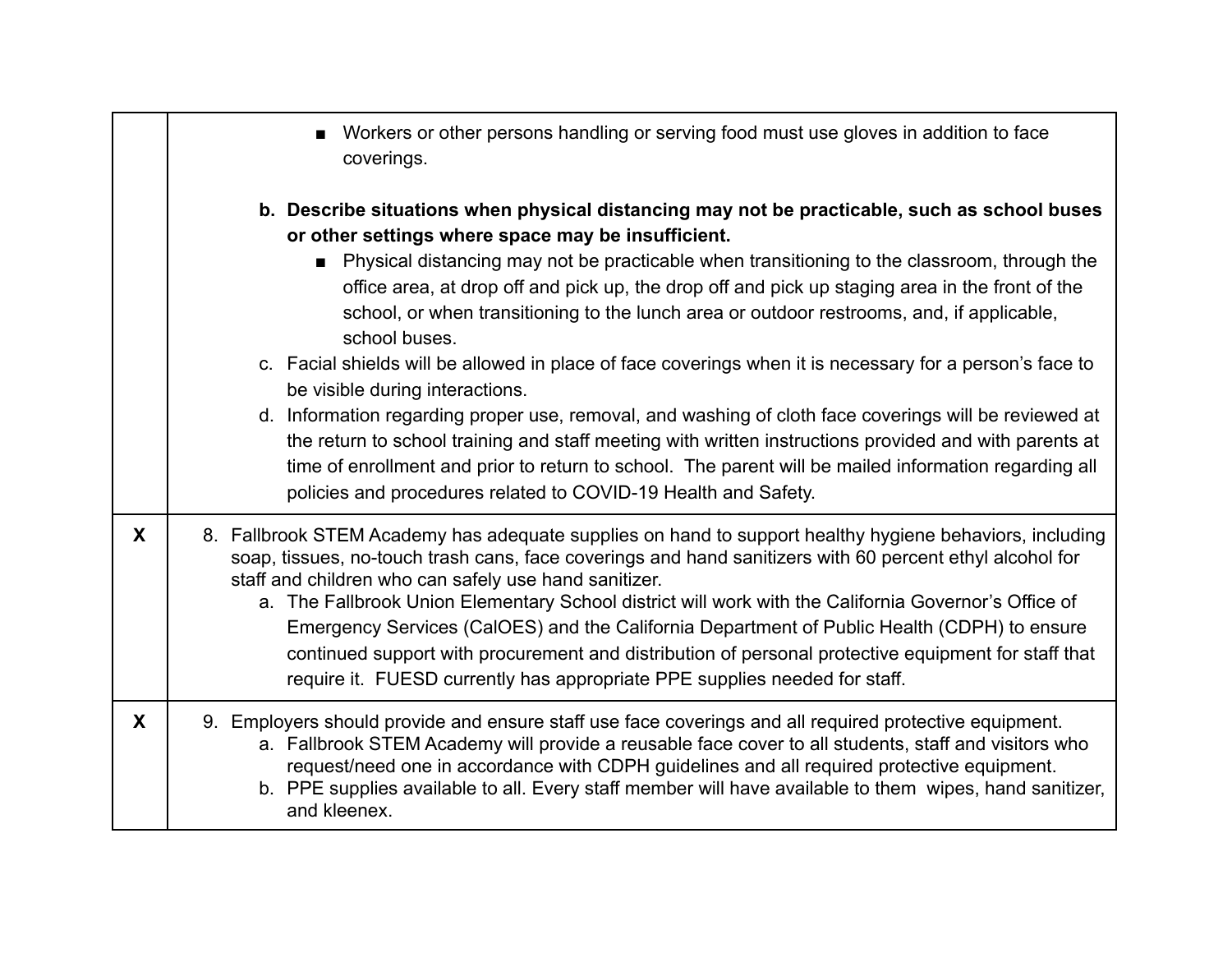| | |
|---|---|
| | ■ Workers or other persons handling or serving food must use gloves in addition to face coverings.<br><br>b. **Describe situations when physical distancing may not be practicable, such as school buses or other settings where space may be insufficient.**<br>■ Physical distancing may not be practicable when transitioning to the classroom, through the office area, at drop off and pick up, the drop off and pick up staging area in the front of the school, or when transitioning to the lunch area or outdoor restrooms, and, if applicable, school buses.<br>c. Facial shields will be allowed in place of face coverings when it is necessary for a person's face to be visible during interactions.<br>d. Information regarding proper use, removal, and washing of cloth face coverings will be reviewed at the return to school training and staff meeting with written instructions provided and with parents at time of enrollment and prior to return to school. The parent will be mailed information regarding all policies and procedures related to COVID-19 Health and Safety. |
| **X** | 8. Fallbrook STEM Academy has adequate supplies on hand to support healthy hygiene behaviors, including soap, tissues, no-touch trash cans, face coverings and hand sanitizers with 60 percent ethyl alcohol for staff and children who can safely use hand sanitizer.<br>a. The Fallbrook Union Elementary School district will work with the California Governor's Office of Emergency Services (CalOES) and the California Department of Public Health (CDPH) to ensure continued support with procurement and distribution of personal protective equipment for staff that require it. FUESD currently has appropriate PPE supplies needed for staff. |
| **X** | 9. Employers should provide and ensure staff use face coverings and all required protective equipment.<br>a. Fallbrook STEM Academy will provide a reusable face cover to all students, staff and visitors who request/need one in accordance with CDPH guidelines and all required protective equipment.<br>b. PPE supplies available to all. Every staff member will have available to them wipes, hand sanitizer, and kleenex. |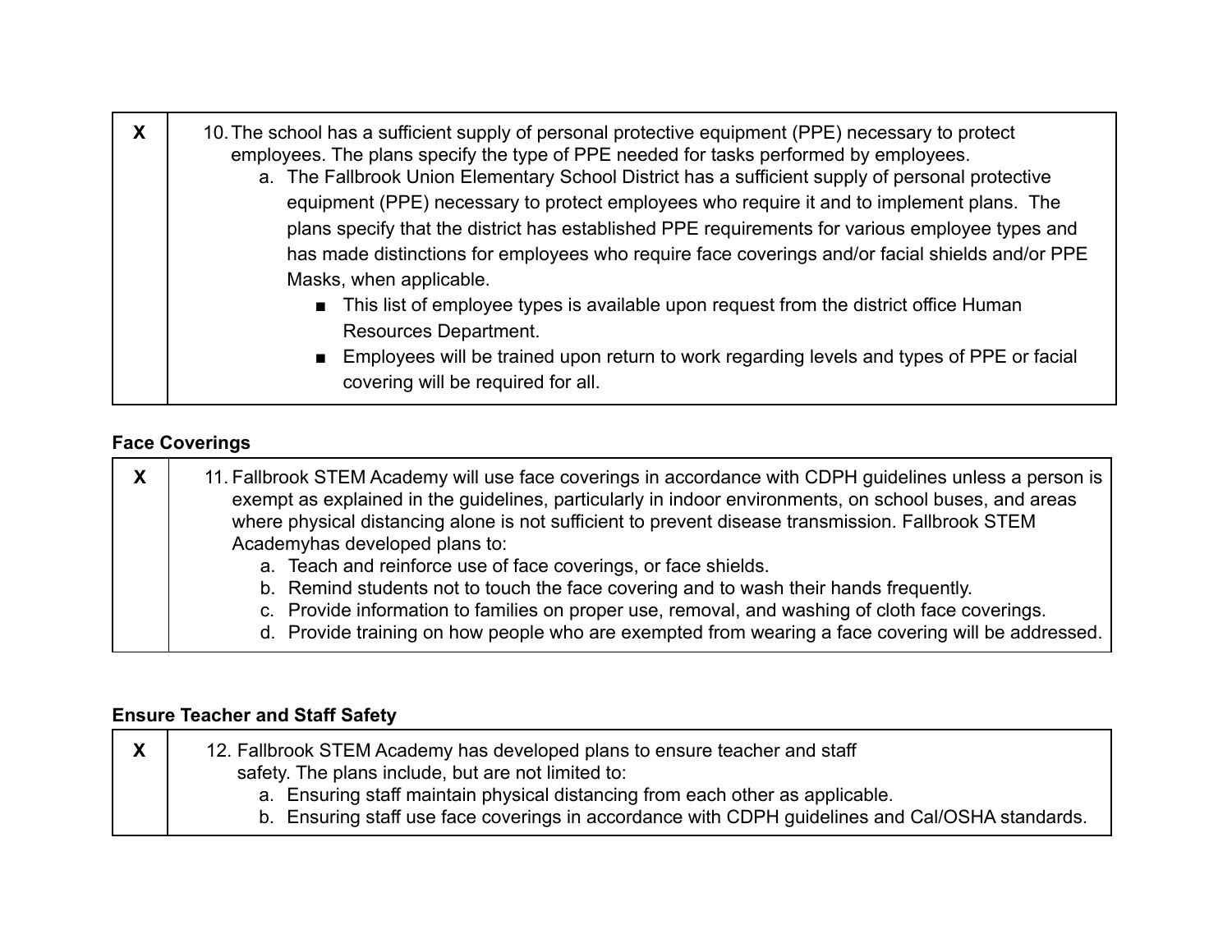| X | 10. The school has a sufficient supply of personal protective equipment (PPE) necessary to protect employees. The plans specify the type of PPE needed for tasks performed by employees.<br>a. The Fallbrook Union Elementary School District has a sufficient supply of personal protective equipment (PPE) necessary to protect employees who require it and to implement plans. The plans specify that the district has established PPE requirements for various employee types and has made distinctions for employees who require face coverings and/or facial shields and/or PPE Masks, when applicable.<br>■ This list of employee types is available upon request from the district office Human Resources Department.<br>■ Employees will be trained upon return to work regarding levels and types of PPE or facial covering will be required for all. |
|---|---|

**Face Coverings**

| X | 11. Fallbrook STEM Academy will use face coverings in accordance with CDPH guidelines unless a person is exempt as explained in the guidelines, particularly in indoor environments, on school buses, and areas where physical distancing alone is not sufficient to prevent disease transmission. Fallbrook STEM Academyhas developed plans to:<br>a. Teach and reinforce use of face coverings, or face shields.<br>b. Remind students not to touch the face covering and to wash their hands frequently.<br>c. Provide information to families on proper use, removal, and washing of cloth face coverings.<br>d. Provide training on how people who are exempted from wearing a face covering will be addressed. |
|---|---|

**Ensure Teacher and Staff Safety**

| X | 12. Fallbrook STEM Academy has developed plans to ensure teacher and staff safety. The plans include, but are not limited to:<br>a. Ensuring staff maintain physical distancing from each other as applicable.<br>b. Ensuring staff use face coverings in accordance with CDPH guidelines and Cal/OSHA standards. |
|---|---|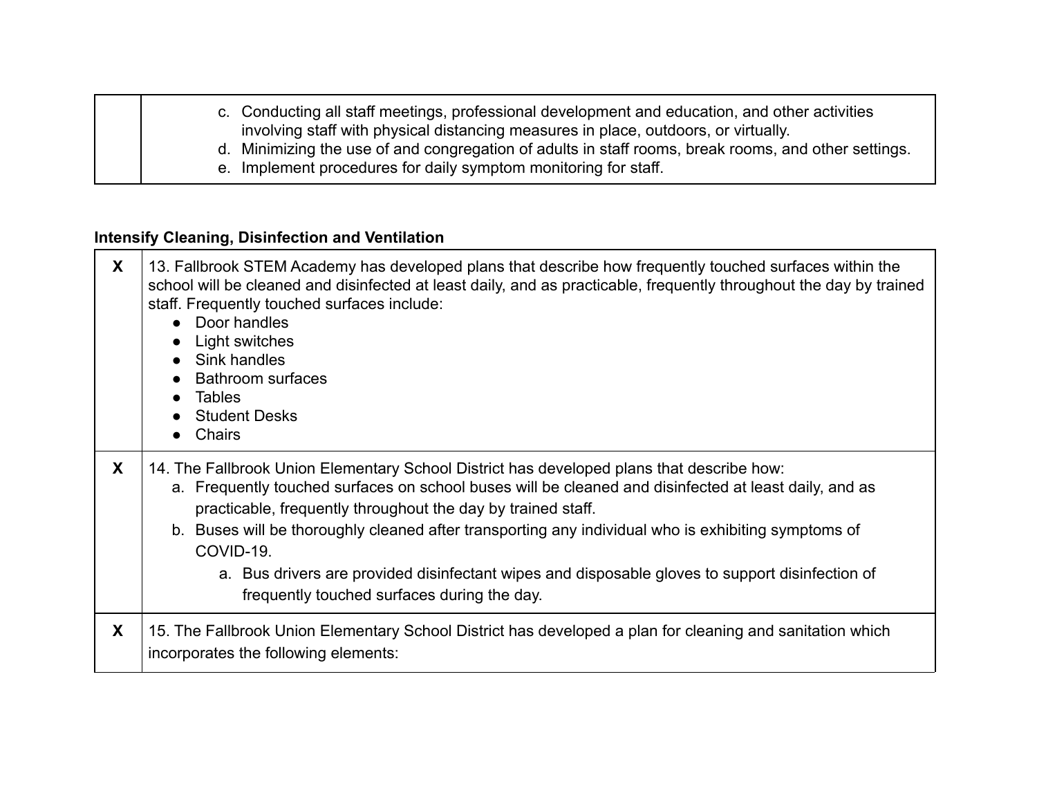| | |
|---|---|
| | c. Conducting all staff meetings, professional development and education, and other activities involving staff with physical distancing measures in place, outdoors, or virtually.<br>d. Minimizing the use of and congregation of adults in staff rooms, break rooms, and other settings.<br>e. Implement procedures for daily symptom monitoring for staff. |

**Intensify Cleaning, Disinfection and Ventilation**

| | |
|---|---|
| **X** | 13. Fallbrook STEM Academy has developed plans that describe how frequently touched surfaces within the school will be cleaned and disinfected at least daily, and as practicable, frequently throughout the day by trained staff. Frequently touched surfaces include:<br>● Door handles<br>● Light switches<br>● Sink handles<br>● Bathroom surfaces<br>● Tables<br>● Student Desks<br>● Chairs |
| **X** | 14. The Fallbrook Union Elementary School District has developed plans that describe how:<br>a. Frequently touched surfaces on school buses will be cleaned and disinfected at least daily, and as practicable, frequently throughout the day by trained staff.<br>b. Buses will be thoroughly cleaned after transporting any individual who is exhibiting symptoms of COVID-19.<br>a. Bus drivers are provided disinfectant wipes and disposable gloves to support disinfection of frequently touched surfaces during the day. |
| **X** | 15. The Fallbrook Union Elementary School District has developed a plan for cleaning and sanitation which incorporates the following elements: |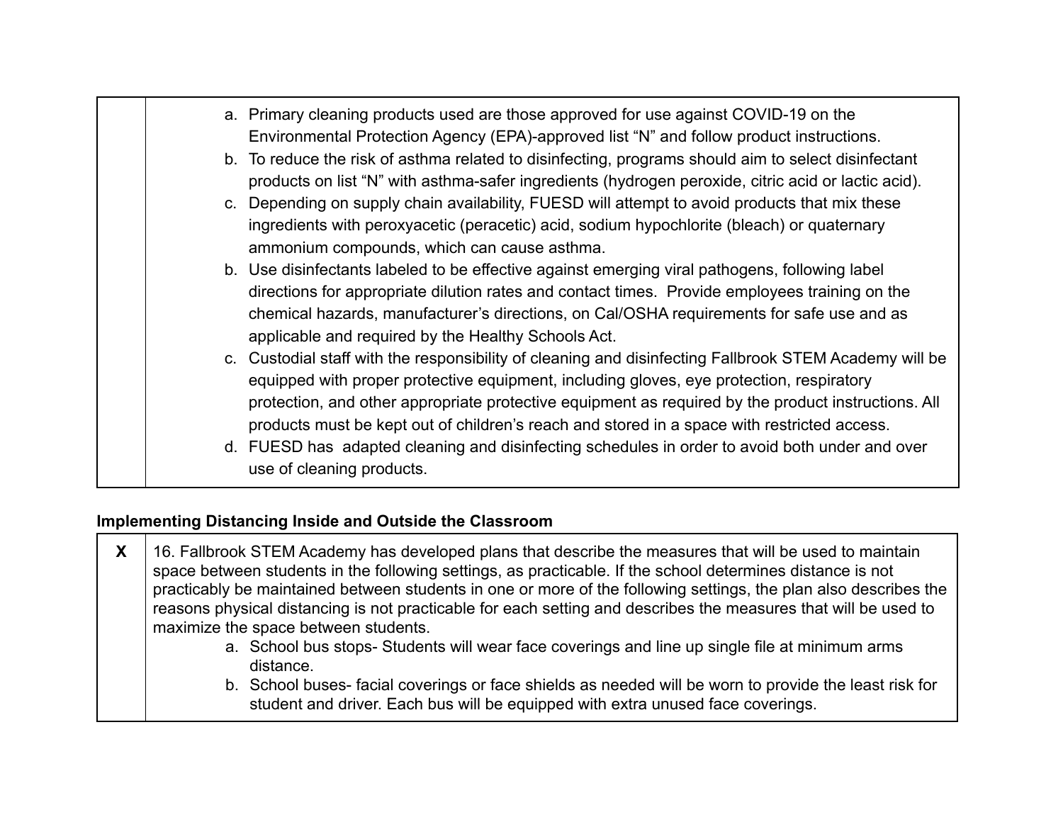| | |
|---|---|
| | a. Primary cleaning products used are those approved for use against COVID-19 on the Environmental Protection Agency (EPA)-approved list “N” and follow product instructions.<br>b. To reduce the risk of asthma related to disinfecting, programs should aim to select disinfectant products on list “N” with asthma-safer ingredients (hydrogen peroxide, citric acid or lactic acid).<br>c. Depending on supply chain availability, FUESD will attempt to avoid products that mix these ingredients with peroxyacetic (peracetic) acid, sodium hypochlorite (bleach) or quaternary ammonium compounds, which can cause asthma.<br>b. Use disinfectants labeled to be effective against emerging viral pathogens, following label directions for appropriate dilution rates and contact times. Provide employees training on the chemical hazards, manufacturer’s directions, on Cal/OSHA requirements for safe use and as applicable and required by the Healthy Schools Act.<br>c. Custodial staff with the responsibility of cleaning and disinfecting Fallbrook STEM Academy will be equipped with proper protective equipment, including gloves, eye protection, respiratory protection, and other appropriate protective equipment as required by the product instructions. All products must be kept out of children’s reach and stored in a space with restricted access.<br>d. FUESD has adapted cleaning and disinfecting schedules in order to avoid both under and over use of cleaning products. |

**Implementing Distancing Inside and Outside the Classroom**

| | |
|---|---|
| **X** | 16. Fallbrook STEM Academy has developed plans that describe the measures that will be used to maintain space between students in the following settings, as practicable. If the school determines distance is not practicably be maintained between students in one or more of the following settings, the plan also describes the reasons physical distancing is not practicable for each setting and describes the measures that will be used to maximize the space between students.<br>a. School bus stops- Students will wear face coverings and line up single file at minimum arms distance.<br>b. School buses- facial coverings or face shields as needed will be worn to provide the least risk for student and driver. Each bus will be equipped with extra unused face coverings. |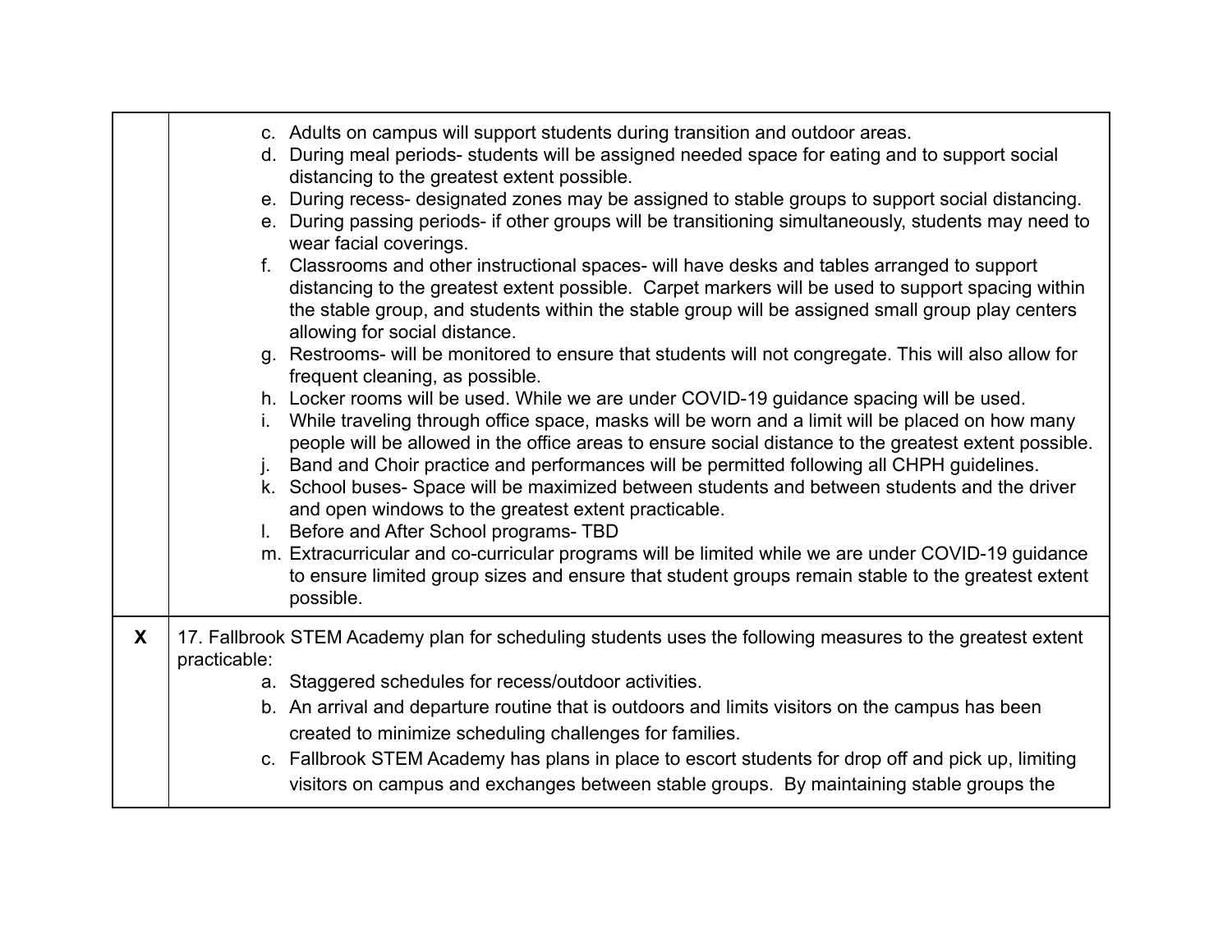| | |
|---|---|
| | c. Adults on campus will support students during transition and outdoor areas.<br>d. During meal periods- students will be assigned needed space for eating and to support social distancing to the greatest extent possible.<br>e. During recess- designated zones may be assigned to stable groups to support social distancing.<br>e. During passing periods- if other groups will be transitioning simultaneously, students may need to wear facial coverings.<br>f. Classrooms and other instructional spaces- will have desks and tables arranged to support distancing to the greatest extent possible. Carpet markers will be used to support spacing within the stable group, and students within the stable group will be assigned small group play centers allowing for social distance.<br>g. Restrooms- will be monitored to ensure that students will not congregate. This will also allow for frequent cleaning, as possible.<br>h. Locker rooms will be used. While we are under COVID-19 guidance spacing will be used.<br>i. While traveling through office space, masks will be worn and a limit will be placed on how many people will be allowed in the office areas to ensure social distance to the greatest extent possible.<br>j. Band and Choir practice and performances will be permitted following all CHPH guidelines.<br>k. School buses- Space will be maximized between students and between students and the driver and open windows to the greatest extent practicable.<br>l. Before and After School programs- TBD<br>m. Extracurricular and co-curricular programs will be limited while we are under COVID-19 guidance to ensure limited group sizes and ensure that student groups remain stable to the greatest extent possible. |
| **X** | 17. Fallbrook STEM Academy plan for scheduling students uses the following measures to the greatest extent practicable:<br>a. Staggered schedules for recess/outdoor activities.<br>b. An arrival and departure routine that is outdoors and limits visitors on the campus has been created to minimize scheduling challenges for families.<br>c. Fallbrook STEM Academy has plans in place to escort students for drop off and pick up, limiting visitors on campus and exchanges between stable groups. By maintaining stable groups the |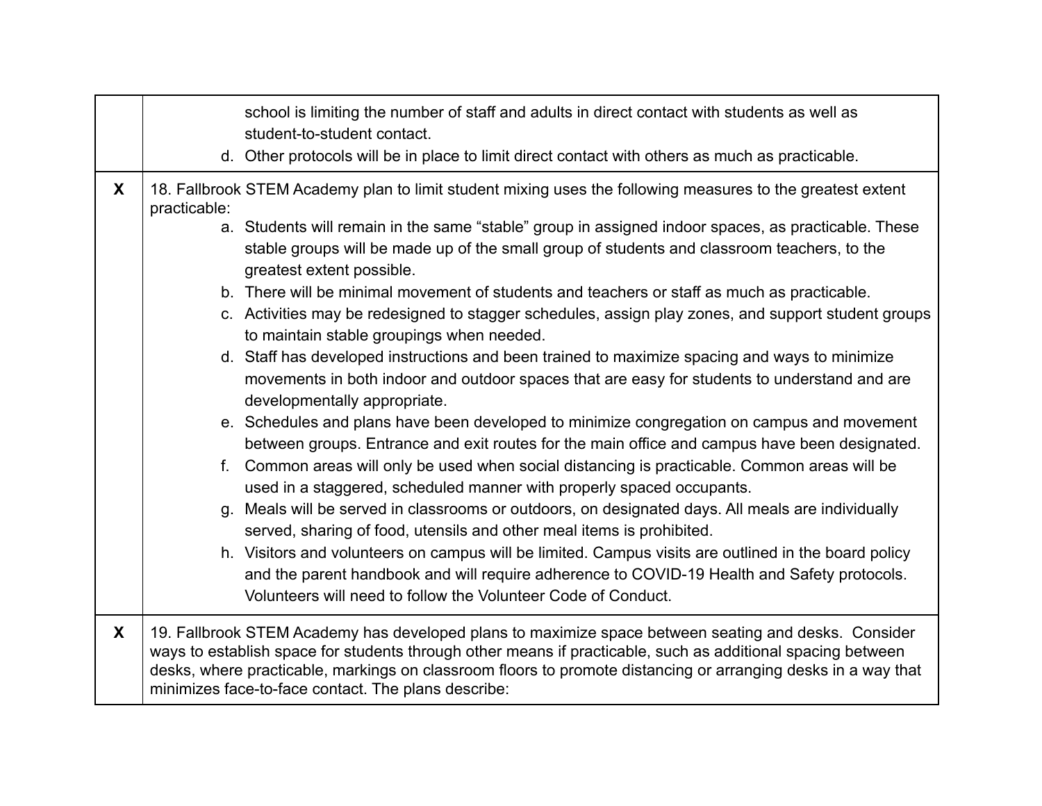| | |
|---|---|
| | school is limiting the number of staff and adults in direct contact with students as well as student-to-student contact.<br>d. Other protocols will be in place to limit direct contact with others as much as practicable. |
| **X** | 18. Fallbrook STEM Academy plan to limit student mixing uses the following measures to the greatest extent practicable:<br>a. Students will remain in the same “stable” group in assigned indoor spaces, as practicable. These stable groups will be made up of the small group of students and classroom teachers, to the greatest extent possible.<br>b. There will be minimal movement of students and teachers or staff as much as practicable.<br>c. Activities may be redesigned to stagger schedules, assign play zones, and support student groups to maintain stable groupings when needed.<br>d. Staff has developed instructions and been trained to maximize spacing and ways to minimize movements in both indoor and outdoor spaces that are easy for students to understand and are developmentally appropriate.<br>e. Schedules and plans have been developed to minimize congregation on campus and movement between groups. Entrance and exit routes for the main office and campus have been designated.<br>f. Common areas will only be used when social distancing is practicable. Common areas will be used in a staggered, scheduled manner with properly spaced occupants.<br>g. Meals will be served in classrooms or outdoors, on designated days. All meals are individually served, sharing of food, utensils and other meal items is prohibited.<br>h. Visitors and volunteers on campus will be limited. Campus visits are outlined in the board policy and the parent handbook and will require adherence to COVID-19 Health and Safety protocols. Volunteers will need to follow the Volunteer Code of Conduct. |
| **X** | 19. Fallbrook STEM Academy has developed plans to maximize space between seating and desks. Consider ways to establish space for students through other means if practicable, such as additional spacing between desks, where practicable, markings on classroom floors to promote distancing or arranging desks in a way that minimizes face-to-face contact. The plans describe: |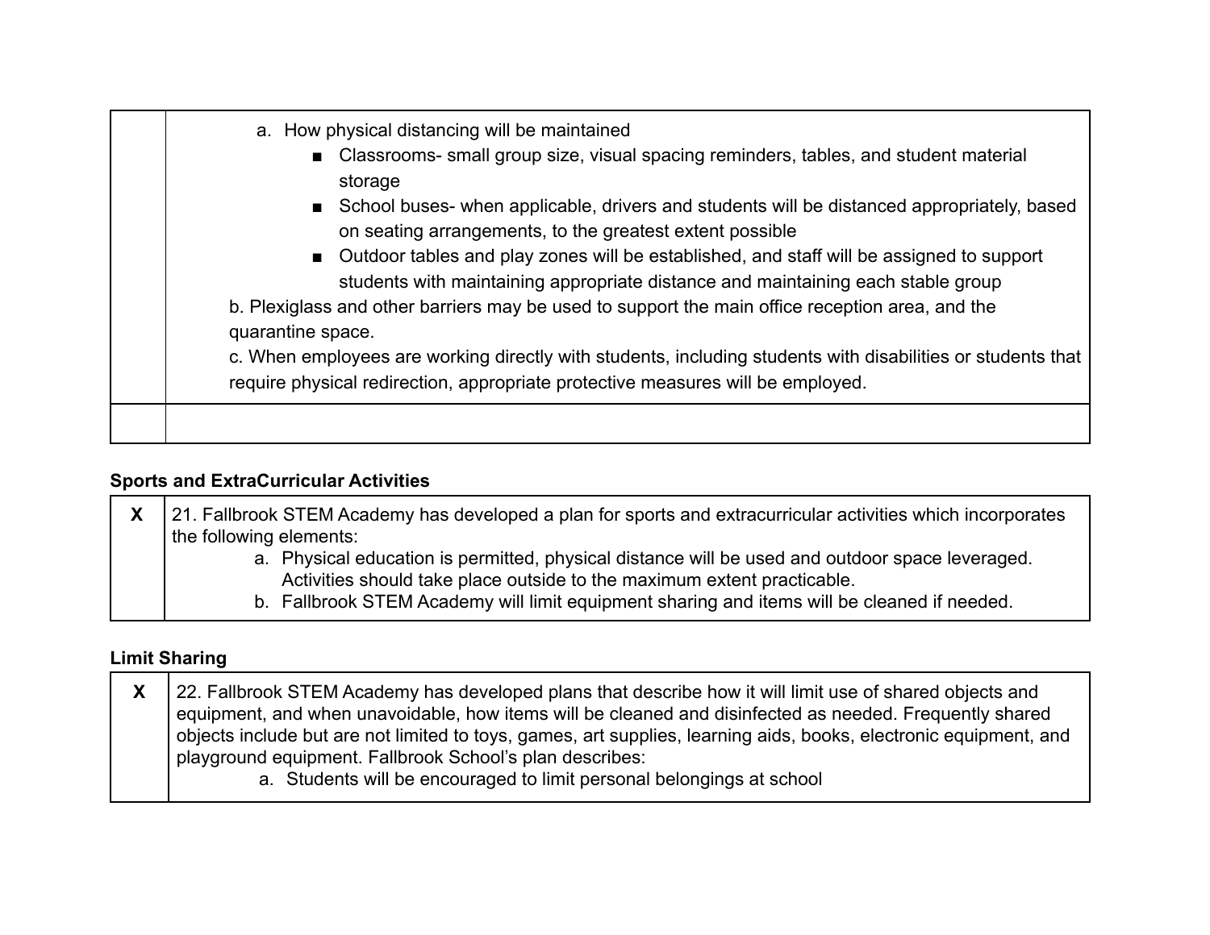| | |
|---|---|
| | a. How physical distancing will be maintained<br>■ Classrooms- small group size, visual spacing reminders, tables, and student material storage<br>■ School buses- when applicable, drivers and students will be distanced appropriately, based on seating arrangements, to the greatest extent possible<br>■ Outdoor tables and play zones will be established, and staff will be assigned to support students with maintaining appropriate distance and maintaining each stable group<br>b. Plexiglass and other barriers may be used to support the main office reception area, and the quarantine space.<br>c. When employees are working directly with students, including students with disabilities or students that require physical redirection, appropriate protective measures will be employed. |
| | |

**Sports and ExtraCurricular Activities**

| | |
|---|---|
| **X** | 21. Fallbrook STEM Academy has developed a plan for sports and extracurricular activities which incorporates the following elements:<br>a. Physical education is permitted, physical distance will be used and outdoor space leveraged. Activities should take place outside to the maximum extent practicable.<br>b. Fallbrook STEM Academy will limit equipment sharing and items will be cleaned if needed. |

**Limit Sharing**

| | |
|---|---|
| **X** | 22. Fallbrook STEM Academy has developed plans that describe how it will limit use of shared objects and equipment, and when unavoidable, how items will be cleaned and disinfected as needed. Frequently shared objects include but are not limited to toys, games, art supplies, learning aids, books, electronic equipment, and playground equipment. Fallbrook School's plan describes:<br>a. Students will be encouraged to limit personal belongings at school |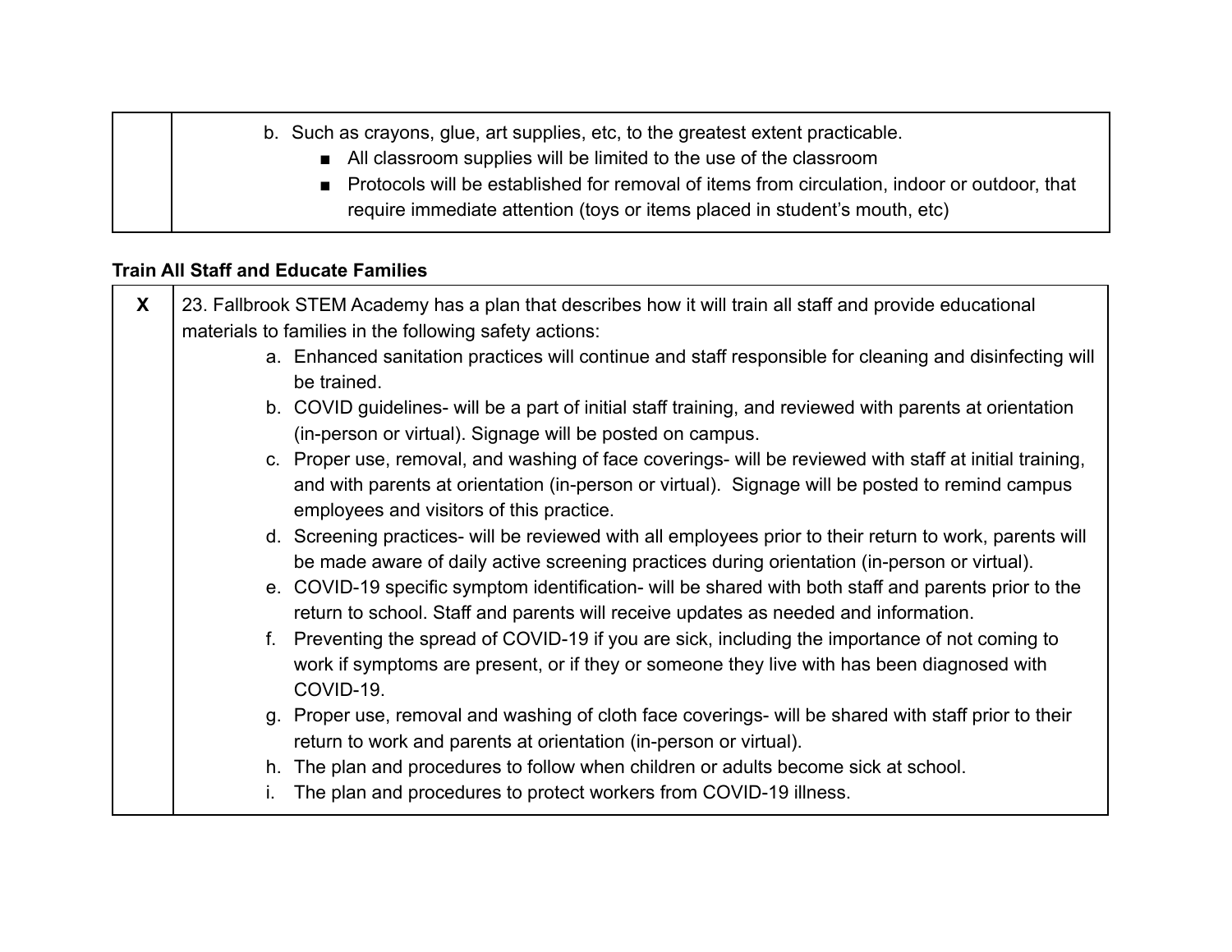| | |
|---|---|
| | b. Such as crayons, glue, art supplies, etc, to the greatest extent practicable.<br>■ All classroom supplies will be limited to the use of the classroom<br>■ Protocols will be established for removal of items from circulation, indoor or outdoor, that require immediate attention (toys or items placed in student's mouth, etc) |

**Train All Staff and Educate Families**

| | |
|---|---|
| **X** | 23. Fallbrook STEM Academy has a plan that describes how it will train all staff and provide educational materials to families in the following safety actions:<br>a. Enhanced sanitation practices will continue and staff responsible for cleaning and disinfecting will be trained.<br>b. COVID guidelines- will be a part of initial staff training, and reviewed with parents at orientation (in-person or virtual). Signage will be posted on campus.<br>c. Proper use, removal, and washing of face coverings- will be reviewed with staff at initial training, and with parents at orientation (in-person or virtual). Signage will be posted to remind campus employees and visitors of this practice.<br>d. Screening practices- will be reviewed with all employees prior to their return to work, parents will be made aware of daily active screening practices during orientation (in-person or virtual).<br>e. COVID-19 specific symptom identification- will be shared with both staff and parents prior to the return to school. Staff and parents will receive updates as needed and information.<br>f. Preventing the spread of COVID-19 if you are sick, including the importance of not coming to work if symptoms are present, or if they or someone they live with has been diagnosed with COVID-19.<br>g. Proper use, removal and washing of cloth face coverings- will be shared with staff prior to their return to work and parents at orientation (in-person or virtual).<br>h. The plan and procedures to follow when children or adults become sick at school.<br>i. The plan and procedures to protect workers from COVID-19 illness. |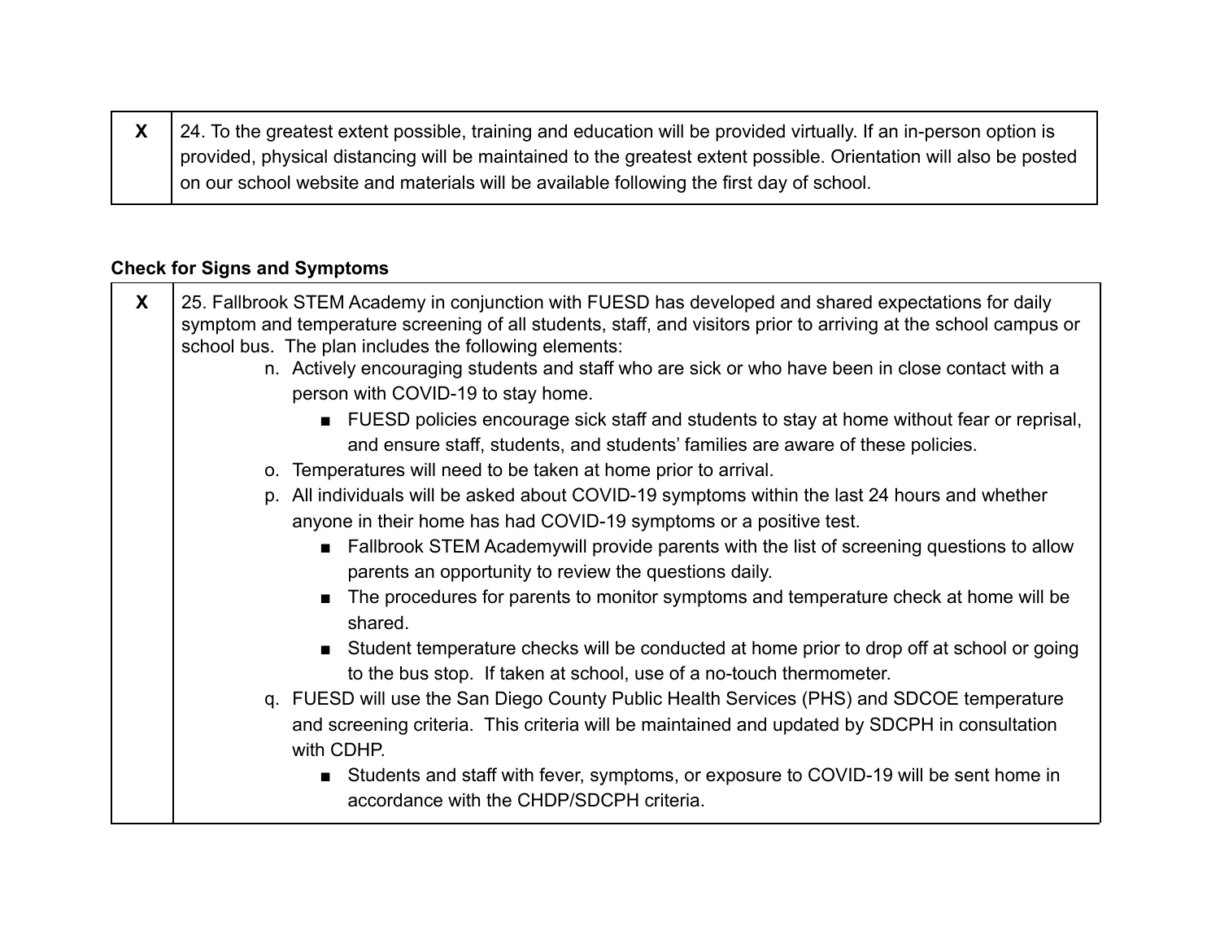| X | 24. To the greatest extent possible, training and education will be provided virtually. If an in-person option is provided, physical distancing will be maintained to the greatest extent possible. Orientation will also be posted on our school website and materials will be available following the first day of school. |
|---|---|

**Check for Signs and Symptoms**

| X | 25. Fallbrook STEM Academy in conjunction with FUESD has developed and shared expectations for daily symptom and temperature screening of all students, staff, and visitors prior to arriving at the school campus or school bus. The plan includes the following elements:<br>n. Actively encouraging students and staff who are sick or who have been in close contact with a person with COVID-19 to stay home.<br>■ FUESD policies encourage sick staff and students to stay at home without fear or reprisal, and ensure staff, students, and students' families are aware of these policies.<br>o. Temperatures will need to be taken at home prior to arrival.<br>p. All individuals will be asked about COVID-19 symptoms within the last 24 hours and whether anyone in their home has had COVID-19 symptoms or a positive test.<br>■ Fallbrook STEM Academywill provide parents with the list of screening questions to allow parents an opportunity to review the questions daily.<br>■ The procedures for parents to monitor symptoms and temperature check at home will be shared.<br>■ Student temperature checks will be conducted at home prior to drop off at school or going to the bus stop. If taken at school, use of a no-touch thermometer.<br>q. FUESD will use the San Diego County Public Health Services (PHS) and SDCOE temperature and screening criteria. This criteria will be maintained and updated by SDCPH in consultation with CDHP.<br>■ Students and staff with fever, symptoms, or exposure to COVID-19 will be sent home in accordance with the CHDP/SDCPH criteria. |
|---|---|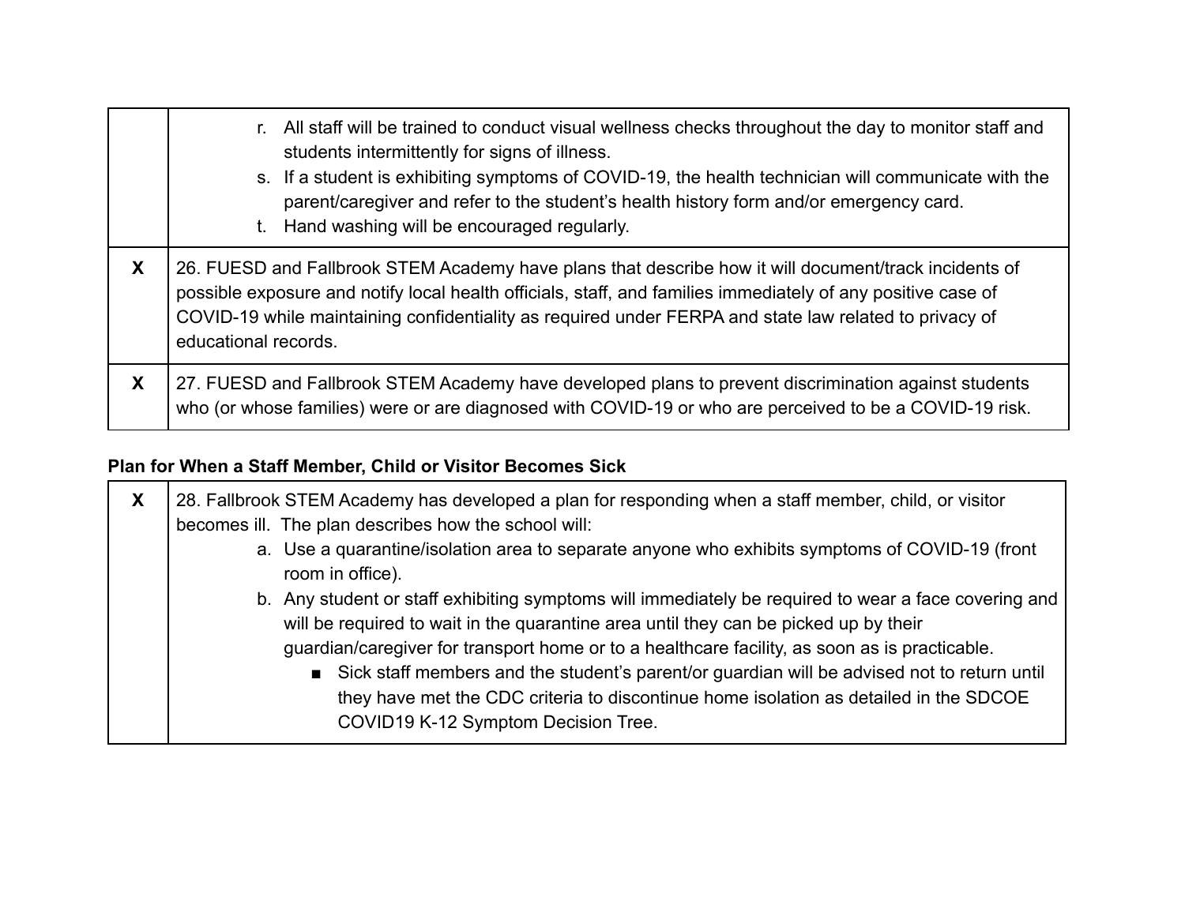| | |
|---|---|
| | r. All staff will be trained to conduct visual wellness checks throughout the day to monitor staff and students intermittently for signs of illness.<br>s. If a student is exhibiting symptoms of COVID-19, the health technician will communicate with the parent/caregiver and refer to the student's health history form and/or emergency card.<br>t. Hand washing will be encouraged regularly. |
| **X** | 26. FUESD and Fallbrook STEM Academy have plans that describe how it will document/track incidents of possible exposure and notify local health officials, staff, and families immediately of any positive case of COVID-19 while maintaining confidentiality as required under FERPA and state law related to privacy of educational records. |
| **X** | 27. FUESD and Fallbrook STEM Academy have developed plans to prevent discrimination against students who (or whose families) were or are diagnosed with COVID-19 or who are perceived to be a COVID-19 risk. |

**Plan for When a Staff Member, Child or Visitor Becomes Sick**

| | |
|---|---|
| **X** | 28. Fallbrook STEM Academy has developed a plan for responding when a staff member, child, or visitor becomes ill. The plan describes how the school will:<br>a. Use a quarantine/isolation area to separate anyone who exhibits symptoms of COVID-19 (front room in office).<br>b. Any student or staff exhibiting symptoms will immediately be required to wear a face covering and will be required to wait in the quarantine area until they can be picked up by their guardian/caregiver for transport home or to a healthcare facility, as soon as is practicable.<br>■ Sick staff members and the student's parent/or guardian will be advised not to return until they have met the CDC criteria to discontinue home isolation as detailed in the SDCOE COVID19 K-12 Symptom Decision Tree. |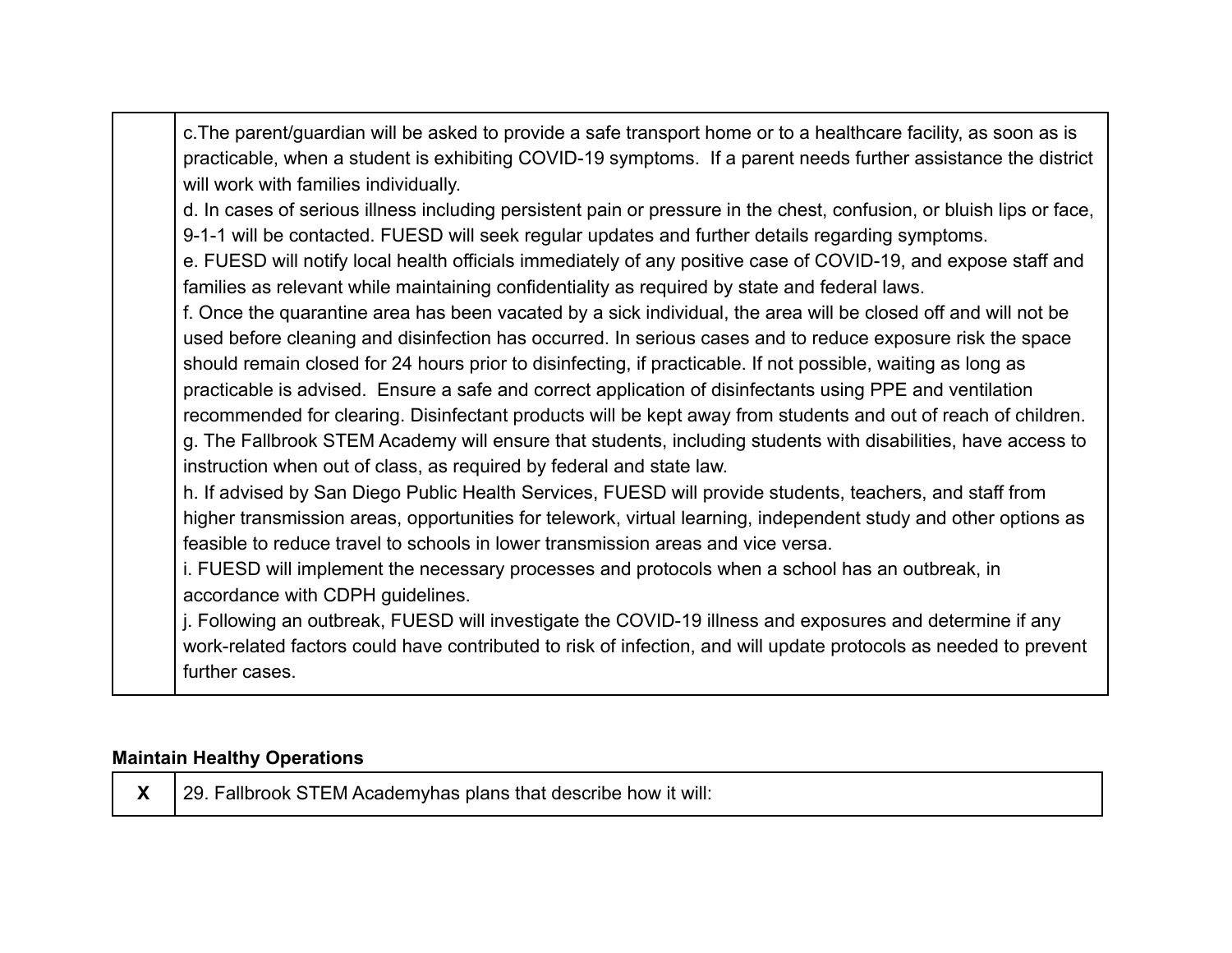| | |
|---|---|
| | c.The parent/guardian will be asked to provide a safe transport home or to a healthcare facility, as soon as is practicable, when a student is exhibiting COVID-19 symptoms. If a parent needs further assistance the district will work with families individually.<br>d. In cases of serious illness including persistent pain or pressure in the chest, confusion, or bluish lips or face, 9-1-1 will be contacted. FUESD will seek regular updates and further details regarding symptoms.<br>e. FUESD will notify local health officials immediately of any positive case of COVID-19, and expose staff and families as relevant while maintaining confidentiality as required by state and federal laws.<br>f. Once the quarantine area has been vacated by a sick individual, the area will be closed off and will not be used before cleaning and disinfection has occurred. In serious cases and to reduce exposure risk the space should remain closed for 24 hours prior to disinfecting, if practicable. If not possible, waiting as long as practicable is advised. Ensure a safe and correct application of disinfectants using PPE and ventilation recommended for clearing. Disinfectant products will be kept away from students and out of reach of children.<br>g. The Fallbrook STEM Academy will ensure that students, including students with disabilities, have access to instruction when out of class, as required by federal and state law.<br>h. If advised by San Diego Public Health Services, FUESD will provide students, teachers, and staff from higher transmission areas, opportunities for telework, virtual learning, independent study and other options as feasible to reduce travel to schools in lower transmission areas and vice versa.<br>i. FUESD will implement the necessary processes and protocols when a school has an outbreak, in accordance with CDPH guidelines.<br>j. Following an outbreak, FUESD will investigate the COVID-19 illness and exposures and determine if any work-related factors could have contributed to risk of infection, and will update protocols as needed to prevent further cases. |

**Maintain Healthy Operations**

| | |
|---|---|
| **X** | 29. Fallbrook STEM Academyhas plans that describe how it will: |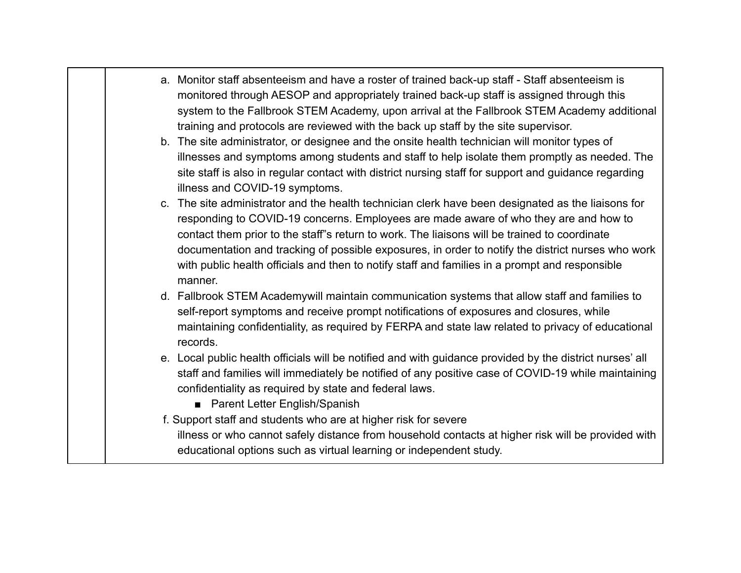| | |
|---|---|
| | a. Monitor staff absenteeism and have a roster of trained back-up staff - Staff absenteeism is monitored through AESOP and appropriately trained back-up staff is assigned through this system to the Fallbrook STEM Academy, upon arrival at the Fallbrook STEM Academy additional training and protocols are reviewed with the back up staff by the site supervisor.<br>b. The site administrator, or designee and the onsite health technician will monitor types of illnesses and symptoms among students and staff to help isolate them promptly as needed. The site staff is also in regular contact with district nursing staff for support and guidance regarding illness and COVID-19 symptoms.<br>c. The site administrator and the health technician clerk have been designated as the liaisons for responding to COVID-19 concerns. Employees are made aware of who they are and how to contact them prior to the staff"s return to work. The liaisons will be trained to coordinate documentation and tracking of possible exposures, in order to notify the district nurses who work with public health officials and then to notify staff and families in a prompt and responsible manner.<br>d. Fallbrook STEM Academywill maintain communication systems that allow staff and families to self-report symptoms and receive prompt notifications of exposures and closures, while maintaining confidentiality, as required by FERPA and state law related to privacy of educational records.<br>e. Local public health officials will be notified and with guidance provided by the district nurses' all staff and families will immediately be notified of any positive case of COVID-19 while maintaining confidentiality as required by state and federal laws.<br>■ Parent Letter English/Spanish<br>f. Support staff and students who are at higher risk for severe illness or who cannot safely distance from household contacts at higher risk will be provided with educational options such as virtual learning or independent study. |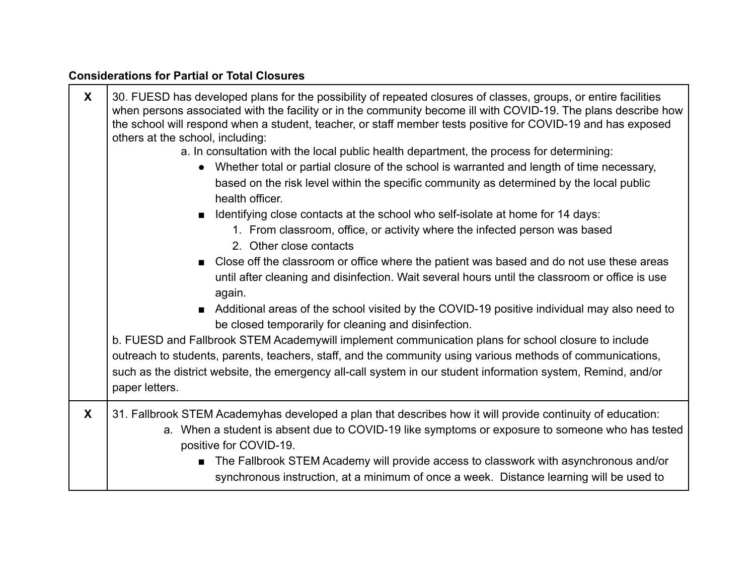**Considerations for Partial or Total Closures**

| | |
|---|---|
| **X** | 30. FUESD has developed plans for the possibility of repeated closures of classes, groups, or entire facilities when persons associated with the facility or in the community become ill with COVID-19. The plans describe how the school will respond when a student, teacher, or staff member tests positive for COVID-19 and has exposed others at the school, including:<br>a. In consultation with the local public health department, the process for determining:<br>● Whether total or partial closure of the school is warranted and length of time necessary, based on the risk level within the specific community as determined by the local public health officer.<br>■ Identifying close contacts at the school who self-isolate at home for 14 days:<br>1. From classroom, office, or activity where the infected person was based<br>2. Other close contacts<br>■ Close off the classroom or office where the patient was based and do not use these areas until after cleaning and disinfection. Wait several hours until the classroom or office is use again.<br>■ Additional areas of the school visited by the COVID-19 positive individual may also need to be closed temporarily for cleaning and disinfection.<br>b. FUESD and Fallbrook STEM Academywill implement communication plans for school closure to include outreach to students, parents, teachers, staff, and the community using various methods of communications, such as the district website, the emergency all-call system in our student information system, Remind, and/or paper letters. |
| **X** | 31. Fallbrook STEM Academyhas developed a plan that describes how it will provide continuity of education:<br>a. When a student is absent due to COVID-19 like symptoms or exposure to someone who has tested positive for COVID-19.<br>■ The Fallbrook STEM Academy will provide access to classwork with asynchronous and/or synchronous instruction, at a minimum of once a week. Distance learning will be used to |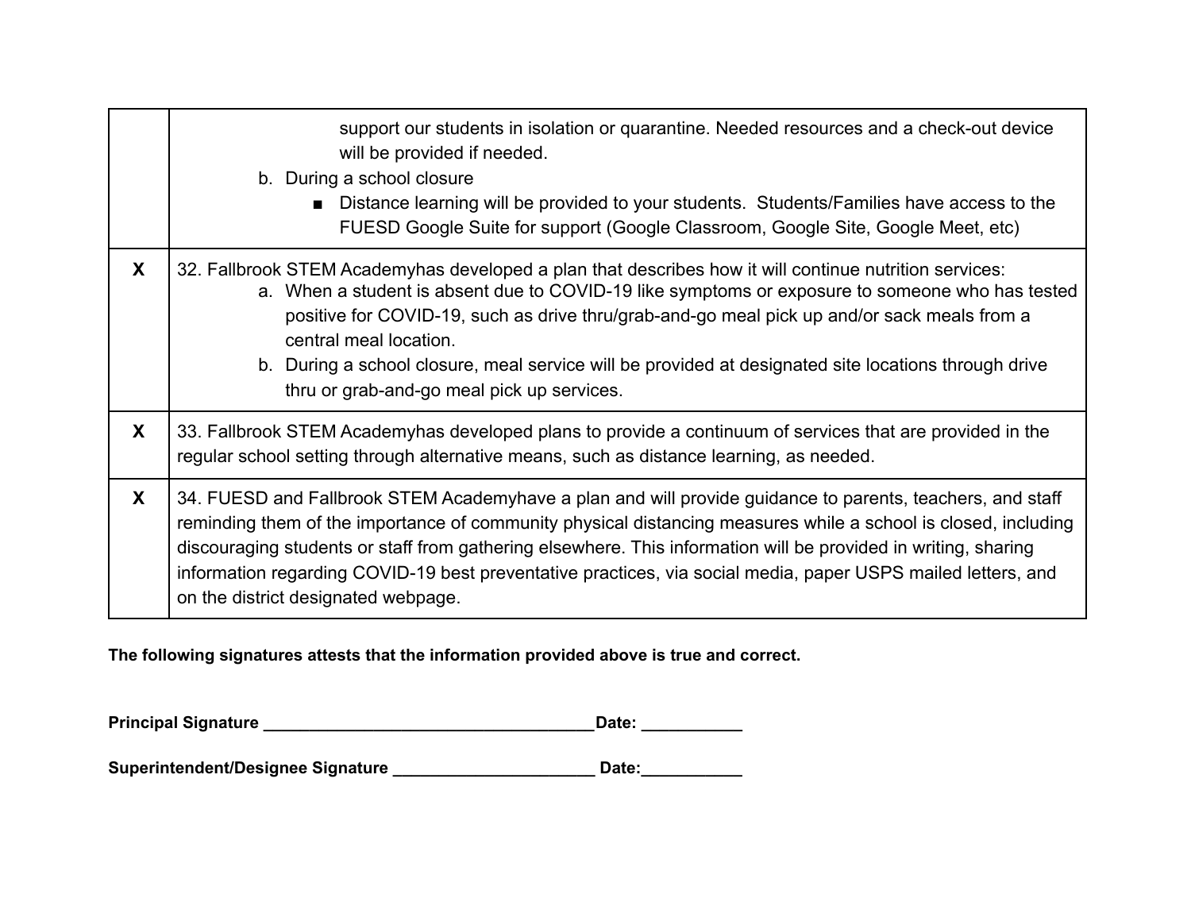| | |
|---|---|
| | support our students in isolation or quarantine. Needed resources and a check-out device will be provided if needed.<br>b. During a school closure<br>■ Distance learning will be provided to your students. Students/Families have access to the FUESD Google Suite for support (Google Classroom, Google Site, Google Meet, etc) |
| **X** | 32. Fallbrook STEM Academyhas developed a plan that describes how it will continue nutrition services:<br>a. When a student is absent due to COVID-19 like symptoms or exposure to someone who has tested positive for COVID-19, such as drive thru/grab-and-go meal pick up and/or sack meals from a central meal location.<br>b. During a school closure, meal service will be provided at designated site locations through drive thru or grab-and-go meal pick up services. |
| **X** | 33. Fallbrook STEM Academyhas developed plans to provide a continuum of services that are provided in the regular school setting through alternative means, such as distance learning, as needed. |
| **X** | 34. FUESD and Fallbrook STEM Academyhave a plan and will provide guidance to parents, teachers, and staff reminding them of the importance of community physical distancing measures while a school is closed, including discouraging students or staff from gathering elsewhere. This information will be provided in writing, sharing information regarding COVID-19 best preventative practices, via social media, paper USPS mailed letters, and on the district designated webpage. |

**The following signatures attests that the information provided above is true and correct.**

**Principal Signature \_\_\_\_\_\_\_\_\_\_\_\_\_\_\_\_\_\_\_\_\_\_\_\_\_\_\_\_\_\_\_\_\_\_\_\_Date: \_\_\_\_\_\_\_\_\_\_\_**

**Superintendent/Designee Signature \_\_\_\_\_\_\_\_\_\_\_\_\_\_\_\_\_\_\_\_\_\_ Date:\_\_\_\_\_\_\_\_\_\_\_**